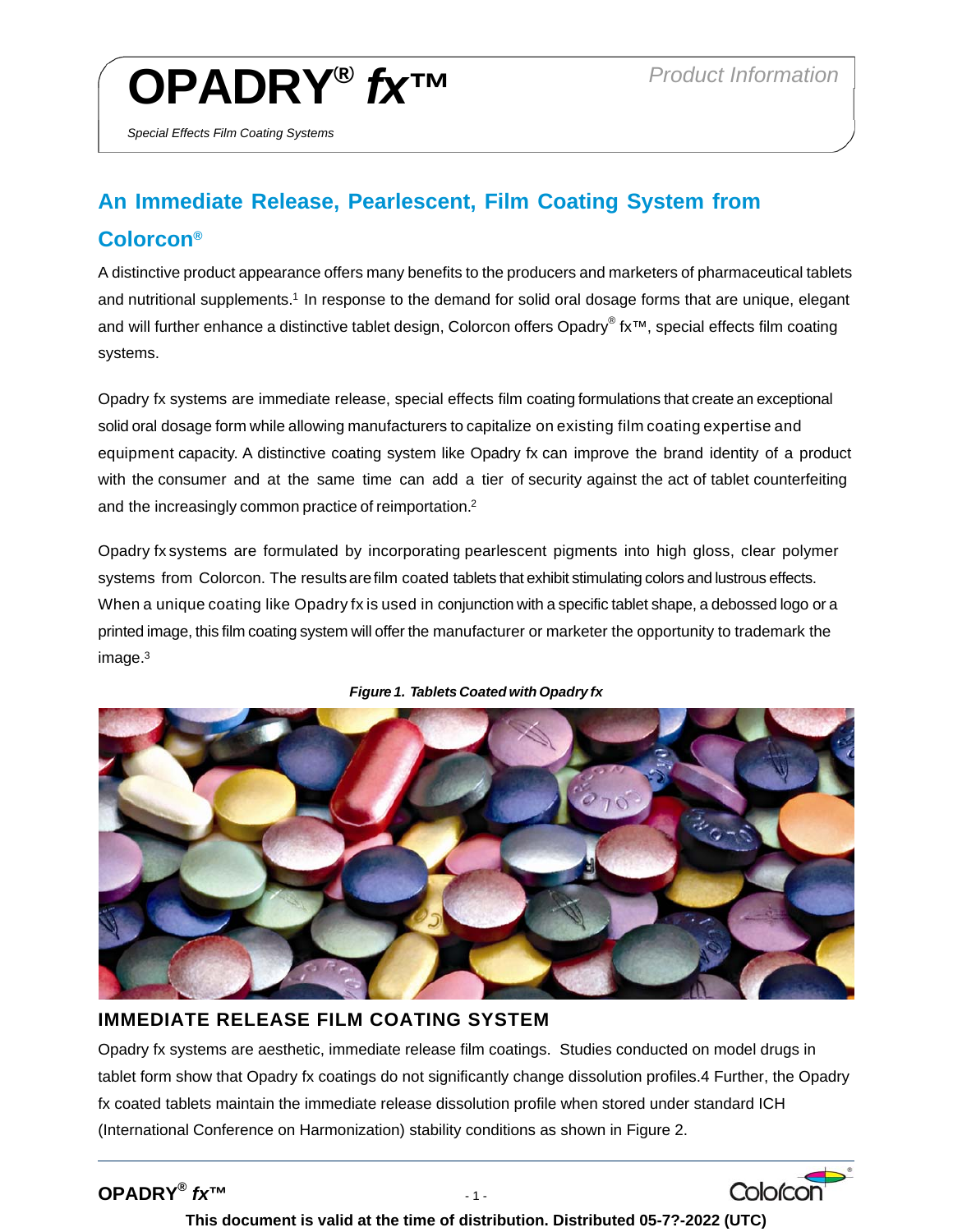# OPADRY® *fx*™

*Special Effects Film Coating Systems*

Product Information

## An Immediate Release, Pearlescent, Film Coating System from Colorcon®

A distinctive product appearance offers many benefits to the producers and marketers of pharmaceutical tablets and nutritional supplements.[1] In response to the demand for solid oral dosage forms that are unique, elegant and will further enhance a distinctive tablet design, Colorcon offers Opadry® fx™, special effects film coating systems.

Opadry fx systems are immediate release, special effects film coating formulations that create an exceptional solid oral dosage form while allowing manufacturers to capitalize on existing film coating expertise and equipment capacity. A distinctive coating system like Opadry fx can improve the brand identity of a product with the consumer and at the same time can add a tier of security against the act of tablet counterfeiting and the increasingly common practice of reimportation.[2]

Opadry fx systems are formulated by incorporating pearlescent pigments into high gloss, clear polymer systems from Colorcon. The results are film coated tablets that exhibit stimulating colors and lustrous effects. When a unique coating like Opadry fx is used in conjunction with a specific tablet shape, a debossed logo or a printed image, this film coating system will offer the manufacturer or marketer the opportunity to trademark the image.[3]

***Figure 1. Tablets Coated with Opadry fx***

## IMMEDIATE RELEASE FILM COATING SYSTEM

Opadry fx systems are aesthetic, immediate release film coatings. Studies conducted on model drugs in tablet form show that Opadry fx coatings do not significantly change dissolution profiles.4 Further, the Opadry fx coated tablets maintain the immediate release dissolution profile when stored under standard ICH (International Conference on Harmonization) stability conditions as shown in Figure 2.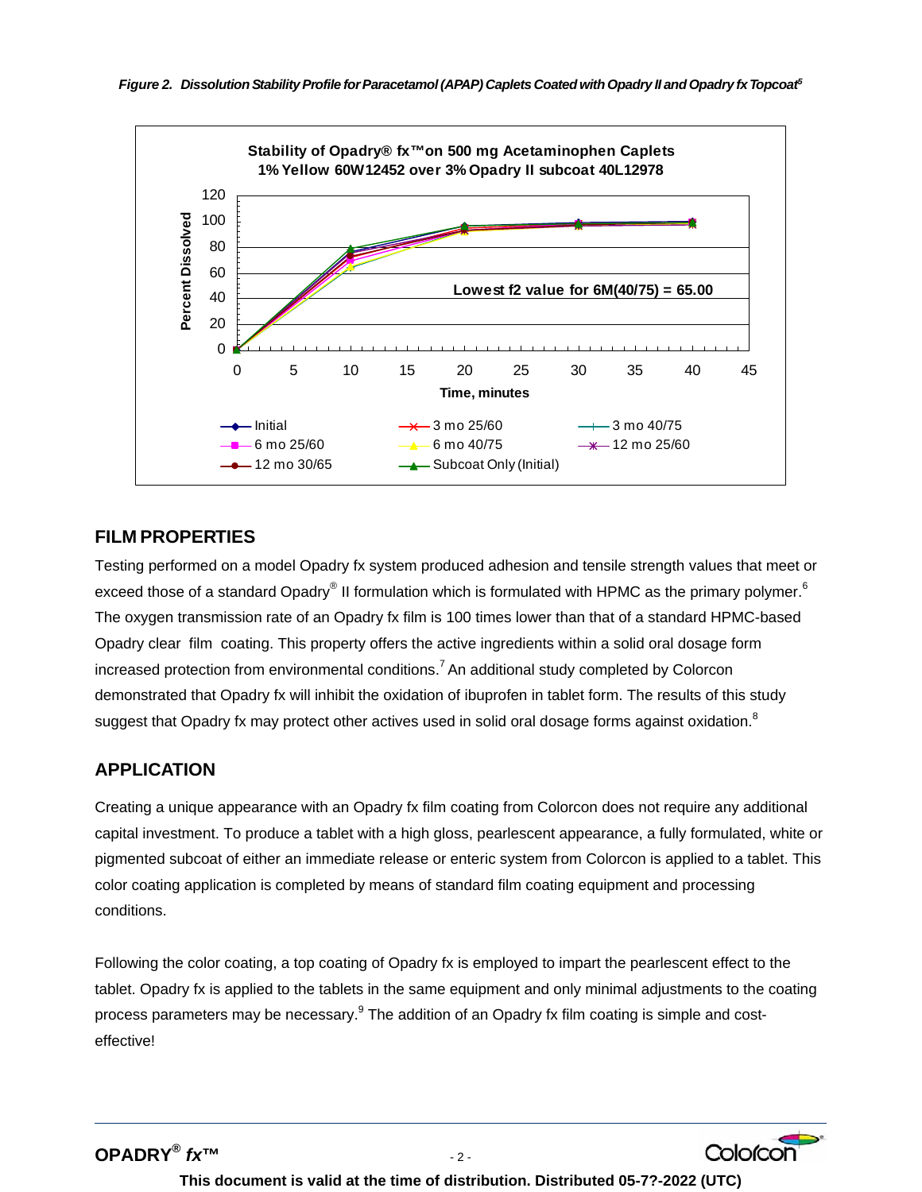*Figure 2. Dissolution Stability Profile for Paracetamol (APAP) Caplets Coated with Opadry II and Opadry fx Topcoat[5]*

## FILM PROPERTIES

Testing performed on a model Opadry fx system produced adhesion and tensile strength values that meet or exceed those of a standard Opadry® II formulation which is formulated with HPMC as the primary polymer.[6] The oxygen transmission rate of an Opadry fx film is 100 times lower than that of a standard HPMC-based Opadry clear film coating. This property offers the active ingredients within a solid oral dosage form increased protection from environmental conditions.[7] An additional study completed by Colorcon demonstrated that Opadry fx will inhibit the oxidation of ibuprofen in tablet form. The results of this study suggest that Opadry fx may protect other actives used in solid oral dosage forms against oxidation.[8]

## APPLICATION

Creating a unique appearance with an Opadry fx film coating from Colorcon does not require any additional capital investment. To produce a tablet with a high gloss, pearlescent appearance, a fully formulated, white or pigmented subcoat of either an immediate release or enteric system from Colorcon is applied to a tablet. This color coating application is completed by means of standard film coating equipment and processing conditions.

Following the color coating, a top coating of Opadry fx is employed to impart the pearlescent effect to the tablet. Opadry fx is applied to the tablets in the same equipment and only minimal adjustments to the coating process parameters may be necessary.[9] The addition of an Opadry fx film coating is simple and cost-effective!

This document is valid at the time of distribution. Distributed 05-7?-2022 (UTC)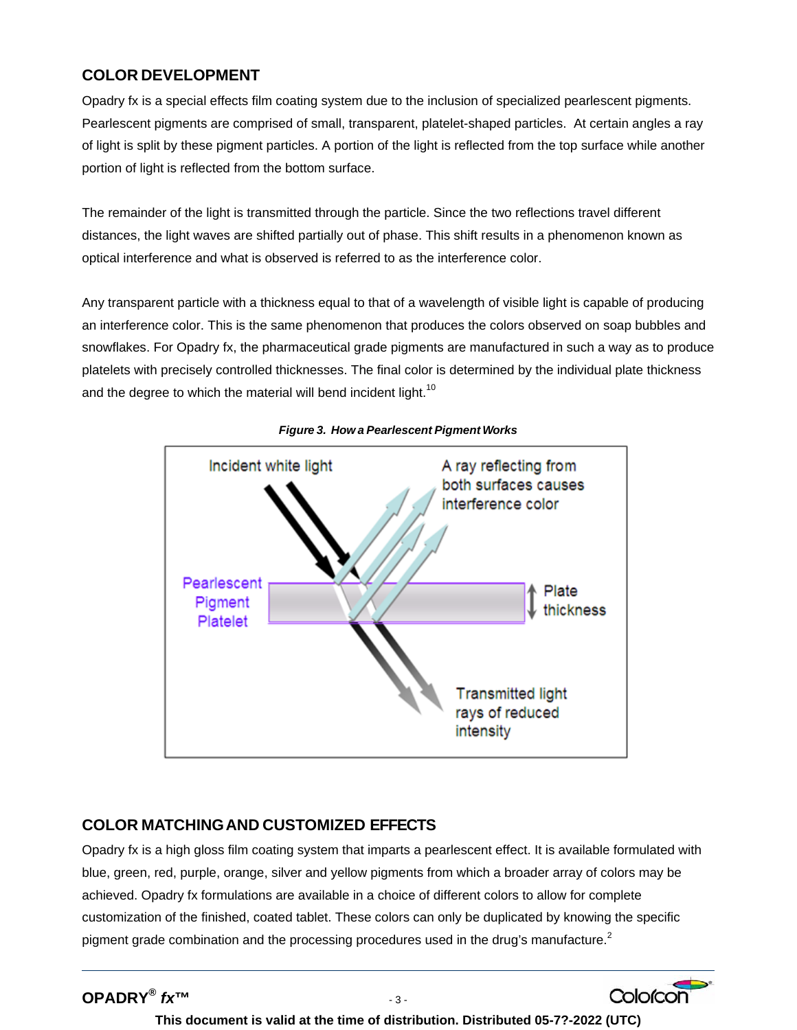## COLOR DEVELOPMENT

Opadry fx is a special effects film coating system due to the inclusion of specialized pearlescent pigments. Pearlescent pigments are comprised of small, transparent, platelet-shaped particles. At certain angles a ray of light is split by these pigment particles. A portion of the light is reflected from the top surface while another portion of light is reflected from the bottom surface.

The remainder of the light is transmitted through the particle. Since the two reflections travel different distances, the light waves are shifted partially out of phase. This shift results in a phenomenon known as optical interference and what is observed is referred to as the interference color.

Any transparent particle with a thickness equal to that of a wavelength of visible light is capable of producing an interference color. This is the same phenomenon that produces the colors observed on soap bubbles and snowflakes. For Opadry fx, the pharmaceutical grade pigments are manufactured in such a way as to produce platelets with precisely controlled thicknesses. The final color is determined by the individual plate thickness and the degree to which the material will bend incident light.[10]

***Figure 3. How a Pearlescent Pigment Works***

Incident white light

A ray reflecting from both surfaces causes interference color

Pearlescent Pigment Platelet

Plate thickness

Transmitted light rays of reduced intensity

## COLOR MATCHING AND CUSTOMIZED EFFECTS

Opadry fx is a high gloss film coating system that imparts a pearlescent effect. It is available formulated with blue, green, red, purple, orange, silver and yellow pigments from which a broader array of colors may be achieved. Opadry fx formulations are available in a choice of different colors to allow for complete customization of the finished, coated tablet. These colors can only be duplicated by knowing the specific pigment grade combination and the processing procedures used in the drug's manufacture.[2]

**This document is valid at the time of distribution. Distributed 05-7?-2022 (UTC)**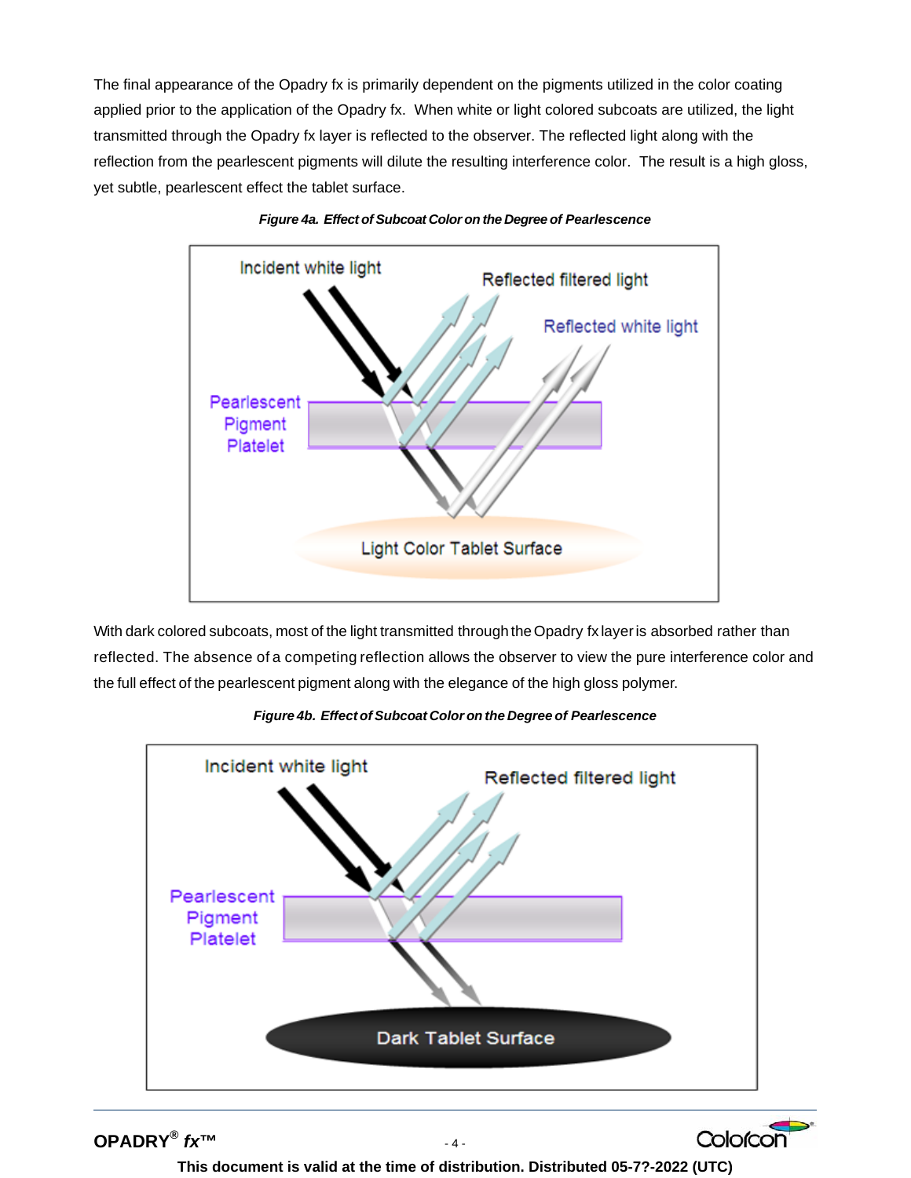The final appearance of the Opadry fx is primarily dependent on the pigments utilized in the color coating applied prior to the application of the Opadry fx. When white or light colored subcoats are utilized, the light transmitted through the Opadry fx layer is reflected to the observer. The reflected light along with the reflection from the pearlescent pigments will dilute the resulting interference color. The result is a high gloss, yet subtle, pearlescent effect the tablet surface.

***Figure 4a. Effect of Subcoat Color on the Degree of Pearlescence***

With dark colored subcoats, most of the light transmitted through the Opadry fx layer is absorbed rather than reflected. The absence of a competing reflection allows the observer to view the pure interference color and the full effect of the pearlescent pigment along with the elegance of the high gloss polymer.

***Figure 4b. Effect of Subcoat Color on the Degree of Pearlescence***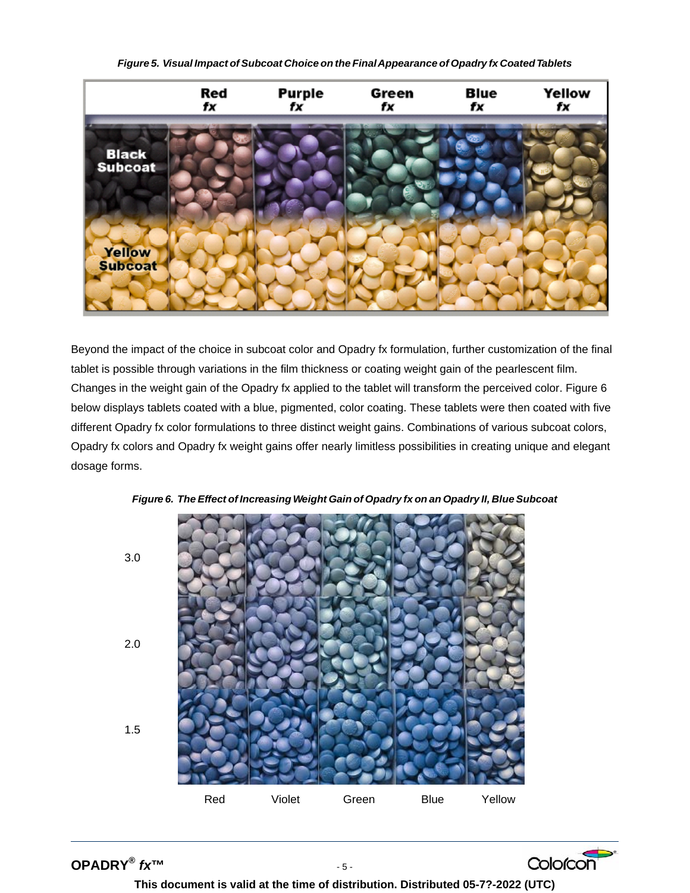*Figure 5. Visual Impact of Subcoat Choice on the Final Appearance of Opadry fx Coated Tablets*

Beyond the impact of the choice in subcoat color and Opadry fx formulation, further customization of the final tablet is possible through variations in the film thickness or coating weight gain of the pearlescent film. Changes in the weight gain of the Opadry fx applied to the tablet will transform the perceived color. Figure 6 below displays tablets coated with a blue, pigmented, color coating. These tablets were then coated with five different Opadry fx color formulations to three distinct weight gains. Combinations of various subcoat colors, Opadry fx colors and Opadry fx weight gains offer nearly limitless possibilities in creating unique and elegant dosage forms.

*Figure 6. The Effect of Increasing Weight Gain of Opadry fx on an Opadry II, Blue Subcoat*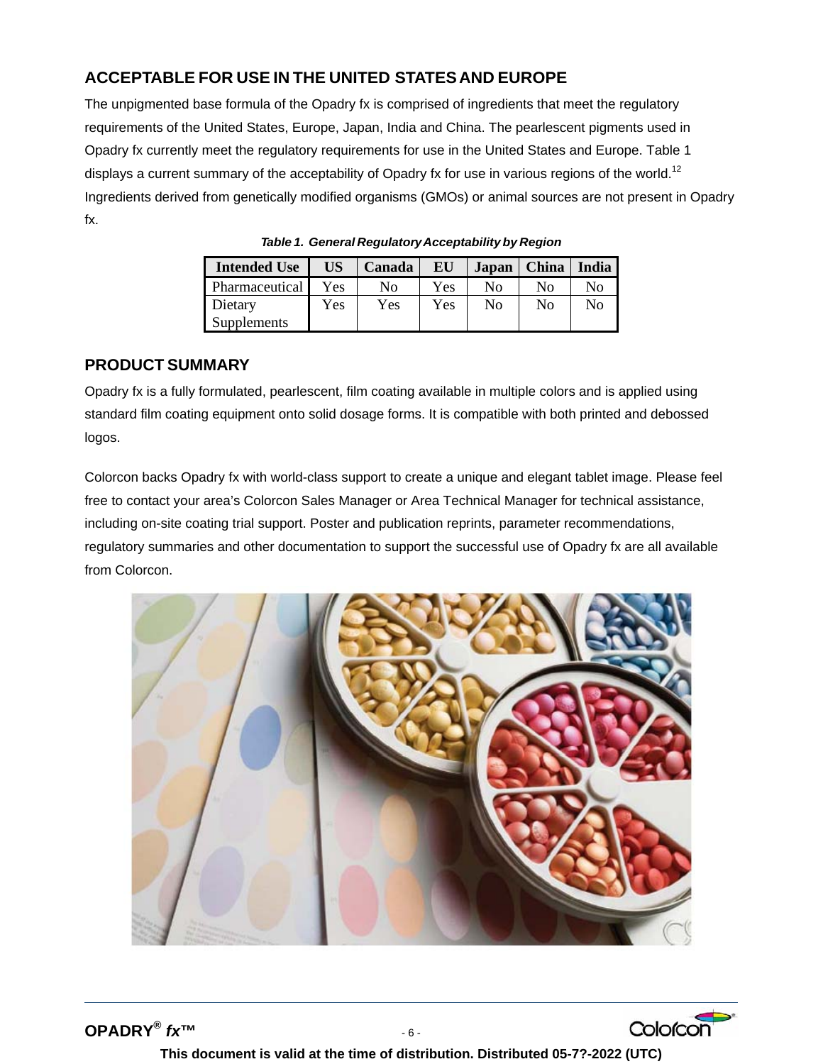## ACCEPTABLE FOR USE IN THE UNITED STATES AND EUROPE

The unpigmented base formula of the Opadry fx is comprised of ingredients that meet the regulatory requirements of the United States, Europe, Japan, India and China. The pearlescent pigments used in Opadry fx currently meet the regulatory requirements for use in the United States and Europe. Table 1 displays a current summary of the acceptability of Opadry fx for use in various regions of the world.[12] Ingredients derived from genetically modified organisms (GMOs) or animal sources are not present in Opadry fx.

***Table 1. General Regulatory Acceptability by Region***

| Intended Use | US | Canada | EU | Japan | China | India |
|---|---|---|---|---|---|---|
| Pharmaceutical | Yes | No | Yes | No | No | No |
| Dietary Supplements | Yes | Yes | Yes | No | No | No |

## PRODUCT SUMMARY

Opadry fx is a fully formulated, pearlescent, film coating available in multiple colors and is applied using standard film coating equipment onto solid dosage forms. It is compatible with both printed and debossed logos.

Colorcon backs Opadry fx with world-class support to create a unique and elegant tablet image. Please feel free to contact your area's Colorcon Sales Manager or Area Technical Manager for technical assistance, including on-site coating trial support. Poster and publication reprints, parameter recommendations, regulatory summaries and other documentation to support the successful use of Opadry fx are all available from Colorcon.

This document is valid at the time of distribution. Distributed 05-7?-2022 (UTC)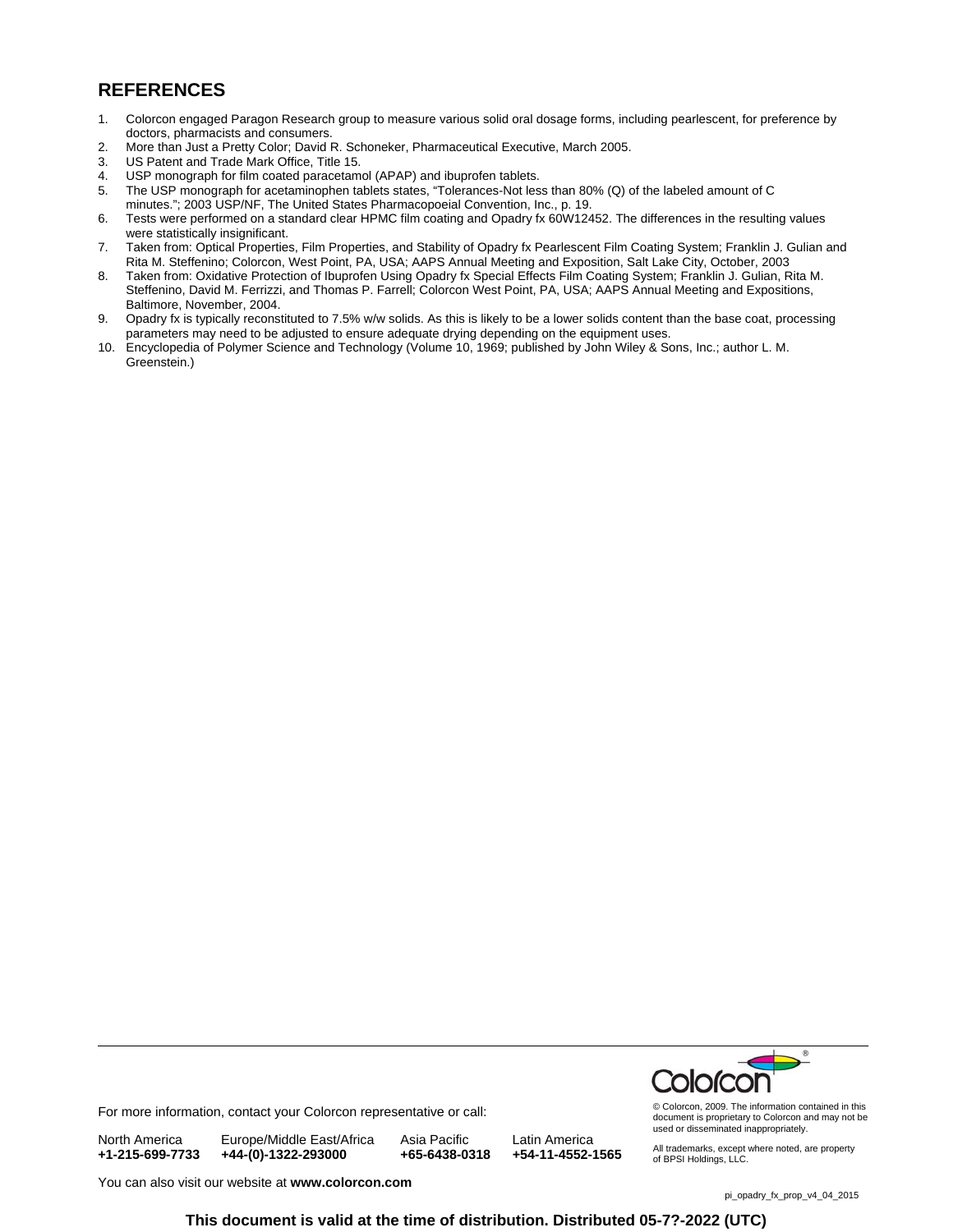## REFERENCES

1. Colorcon engaged Paragon Research group to measure various solid oral dosage forms, including pearlescent, for preference by doctors, pharmacists and consumers.
2. More than Just a Pretty Color; David R. Schoneker, Pharmaceutical Executive, March 2005.
3. US Patent and Trade Mark Office, Title 15.
4. USP monograph for film coated paracetamol (APAP) and ibuprofen tablets.
5. The USP monograph for acetaminophen tablets states, "Tolerances-Not less than 80% (Q) of the labeled amount of C minutes."; 2003 USP/NF, The United States Pharmacopoeial Convention, Inc., p. 19.
6. Tests were performed on a standard clear HPMC film coating and Opadry fx 60W12452. The differences in the resulting values were statistically insignificant.
7. Taken from: Optical Properties, Film Properties, and Stability of Opadry fx Pearlescent Film Coating System; Franklin J. Gulian and Rita M. Steffenino; Colorcon, West Point, PA, USA; AAPS Annual Meeting and Exposition, Salt Lake City, October, 2003
8. Taken from: Oxidative Protection of Ibuprofen Using Opadry fx Special Effects Film Coating System; Franklin J. Gulian, Rita M. Steffenino, David M. Ferrizzi, and Thomas P. Farrell; Colorcon West Point, PA, USA; AAPS Annual Meeting and Expositions, Baltimore, November, 2004.
9. Opadry fx is typically reconstituted to 7.5% w/w solids. As this is likely to be a lower solids content than the base coat, processing parameters may need to be adjusted to ensure adequate drying depending on the equipment uses.
10. Encyclopedia of Polymer Science and Technology (Volume 10, 1969; published by John Wiley & Sons, Inc.; author L. M. Greenstein.)

For more information, contact your Colorcon representative or call:

| North America | Europe/Middle East/Africa | Asia Pacific | Latin America |
|---|---|---|---|
| **+1-215-699-7733** | **+44-(0)-1322-293000** | **+65-6438-0318** | **+54-11-4552-1565** |

You can also visit our website at **www.colorcon.com**

© Colorcon, 2009. The information contained in this document is proprietary to Colorcon and may not be used or disseminated inappropriately.

All trademarks, except where noted, are property of BPSI Holdings, LLC.

pi_opadry_fx_prop_v4_04_2015

**This document is valid at the time of distribution. Distributed 05-7?-2022 (UTC)**